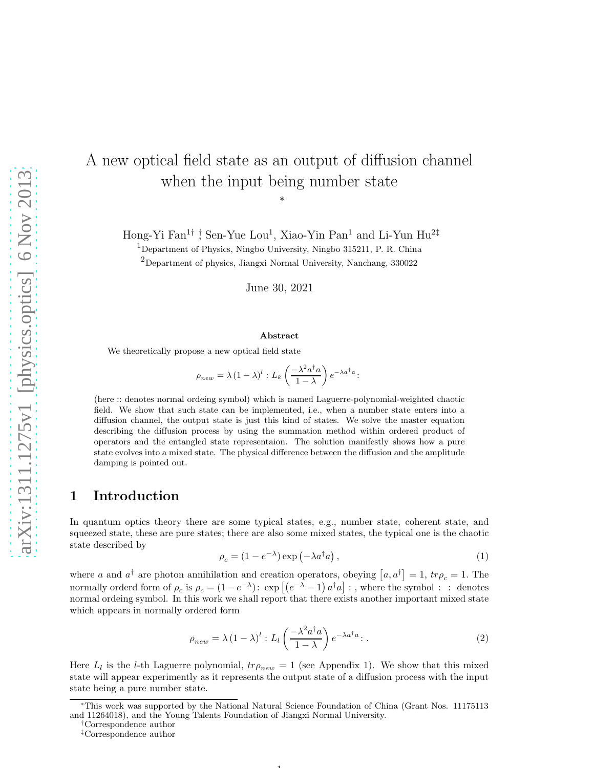# A new optical field state as an output of diffusion channel when the input being number state

\*

Hong-Yi Fan[1†] [†], Sen-Yue Lou[1], Xiao-Yin Pan[1] and Li-Yun Hu[2‡]

[1]Department of Physics, Ningbo University, Ningbo 315211, P. R. China

[2]Department of physics, Jiangxi Normal University, Nanchang, 330022

June 30, 2021

### Abstract

We theoretically propose a new optical field state

$$\rho_{new} = \lambda\left(1-\lambda\right)^{l} : L_{k}\left(\frac{-\lambda^{2}a^{\dagger}a}{1-\lambda}\right)e^{-\lambda a^{\dagger}a}:$$

(here :: denotes normal ordeing symbol) which is named Laguerre-polynomial-weighted chaotic field. We show that such state can be implemented, i.e., when a number state enters into a diffusion channel, the output state is just this kind of states. We solve the master equation describing the diffusion process by using the summation method within ordered product of operators and the entangled state representaion. The solution manifestly shows how a pure state evolves into a mixed state. The physical difference between the diffusion and the amplitude damping is pointed out.

## 1 Introduction

In quantum optics theory there are some typical states, e.g., number state, coherent state, and squeezed state, these are pure states; there are also some mixed states, the typical one is the chaotic state described by

$$\rho_{c} = \left(1-e^{-\lambda}\right)\exp\left(-\lambda a^{\dagger}a\right), \tag{1}$$

where $a$ and $a^{\dagger}$ are photon annihilation and creation operators, obeying $\left[a, a^{\dagger}\right] = 1$, $tr\rho_{c} = 1$. The normally orderd form of $\rho_{c}$ is $\rho_{c} = (1-e^{-\lambda}) \colon \exp\left[\left(e^{-\lambda}-1\right)a^{\dagger}a\right] \colon$, where the symbol $: \ :$ denotes normal ordeing symbol. In this work we shall report that there exists another important mixed state which appears in normally ordered form

$$\rho_{new} = \lambda\left(1-\lambda\right)^{l} : L_{l}\left(\frac{-\lambda^{2}a^{\dagger}a}{1-\lambda}\right)e^{-\lambda a^{\dagger}a}: . \tag{2}$$

Here $L_{l}$ is the $l$-th Laguerre polynomial, $tr\rho_{new} = 1$ (see Appendix 1). We show that this mixed state will appear experimently as it represents the output state of a diffusion process with the input state being a pure number state.

---

\*This work was supported by the National Natural Science Foundation of China (Grant Nos. 11175113 and 11264018), and the Young Talents Foundation of Jiangxi Normal University.

†Correspondence author

‡Correspondence author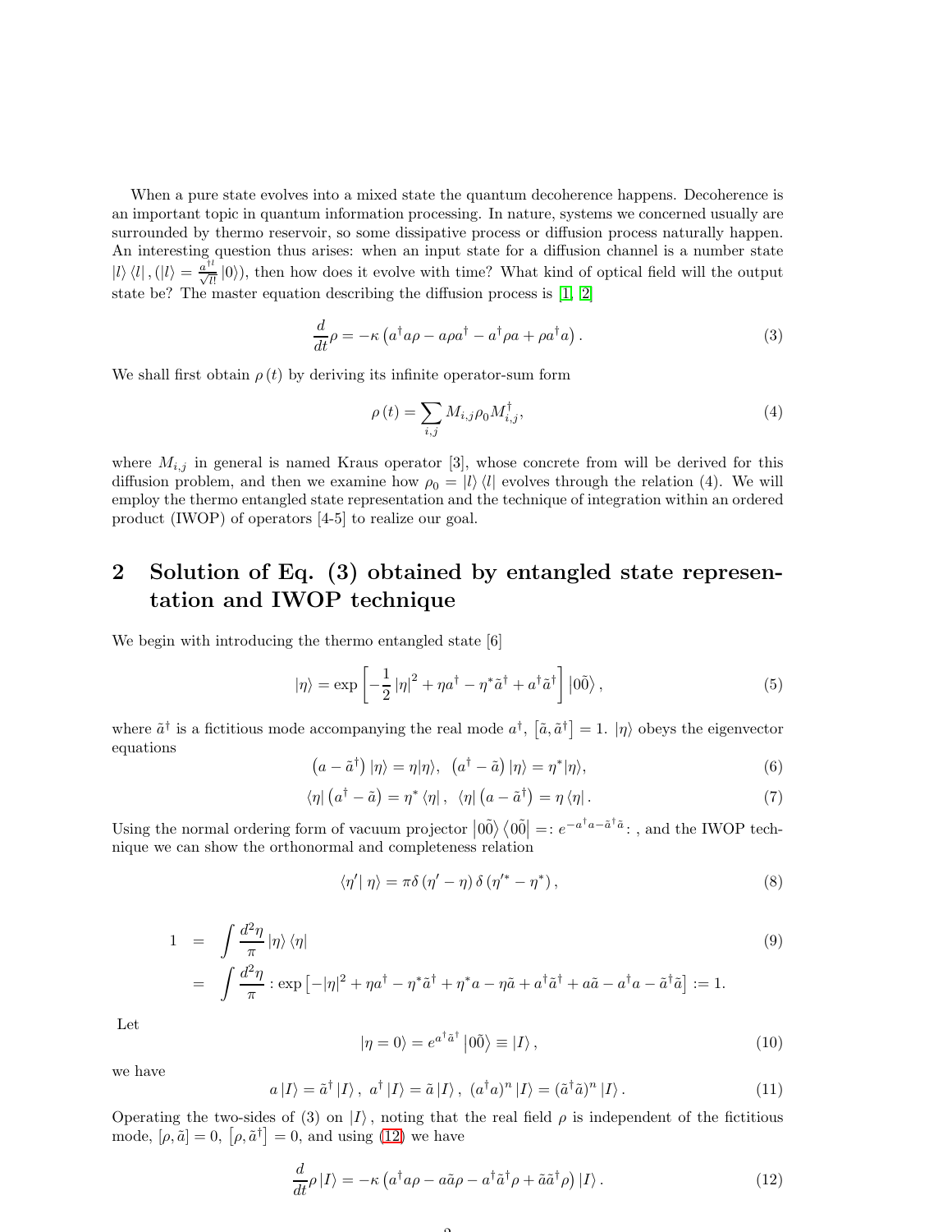When a pure state evolves into a mixed state the quantum decoherence happens. Decoherence is an important topic in quantum information processing. In nature, systems we concerned usually are surrounded by thermo reservoir, so some dissipative process or diffusion process naturally happen. An interesting question thus arises: when an input state for a diffusion channel is a number state $|l\rangle\langle l|, (|l\rangle = \frac{a^{\dagger l}}{\sqrt{l!}}|0\rangle)$, then how does it evolve with time? What kind of optical field will the output state be? The master equation describing the diffusion process is [1, 2]

$$\frac{d}{dt}\rho = -\kappa\left(a^{\dagger}a\rho - a\rho a^{\dagger} - a^{\dagger}\rho a + \rho a^{\dagger}a\right). \tag{3}$$

We shall first obtain $\rho(t)$ by deriving its infinite operator-sum form

$$\rho(t) = \sum_{i,j} M_{i,j}\rho_0 M_{i,j}^{\dagger}, \tag{4}$$

where $M_{i,j}$ in general is named Kraus operator [3], whose concrete from will be derived for this diffusion problem, and then we examine how $\rho_0 = |l\rangle\langle l|$ evolves through the relation (4). We will employ the thermo entangled state representation and the technique of integration within an ordered product (IWOP) of operators [4-5] to realize our goal.

## 2 Solution of Eq. (3) obtained by entangled state representation and IWOP technique

We begin with introducing the thermo entangled state [6]

$$|\eta\rangle = \exp\left[-\frac{1}{2}|\eta|^2 + \eta a^{\dagger} - \eta^{*}\tilde{a}^{\dagger} + a^{\dagger}\tilde{a}^{\dagger}\right]\left|0\tilde{0}\right\rangle, \tag{5}$$

where $\tilde{a}^{\dagger}$ is a fictitious mode accompanying the real mode $a^{\dagger}$, $\left[\tilde{a}, \tilde{a}^{\dagger}\right] = 1$. $|\eta\rangle$ obeys the eigenvector equations

$$\left(a - \tilde{a}^{\dagger}\right)|\eta\rangle = \eta|\eta\rangle, \;\; \left(a^{\dagger} - \tilde{a}\right)|\eta\rangle = \eta^{*}|\eta\rangle, \tag{6}$$

$$\langle\eta|\left(a^{\dagger} - \tilde{a}\right) = \eta^{*}\langle\eta|, \;\; \langle\eta|\left(a - \tilde{a}^{\dagger}\right) = \eta\langle\eta|. \tag{7}$$

Using the normal ordering form of vacuum projector $\left|0\tilde{0}\right\rangle\left\langle 0\tilde{0}\right| =: e^{-a^{\dagger}a - \tilde{a}^{\dagger}\tilde{a}}:$ , and the IWOP technique we can show the orthonormal and completeness relation

$$\langle\eta'|\,\eta\rangle = \pi\delta\left(\eta' - \eta\right)\delta\left(\eta'^{*} - \eta^{*}\right), \tag{8}$$

$$\begin{aligned} 1 &= \int\frac{d^2\eta}{\pi}|\eta\rangle\langle\eta| \qquad (9) \\ &= \int\frac{d^2\eta}{\pi} :\exp\left[-|\eta|^2 + \eta a^{\dagger} - \eta^{*}\tilde{a}^{\dagger} + \eta^{*}a - \eta\tilde{a} + a^{\dagger}\tilde{a}^{\dagger} + a\tilde{a} - a^{\dagger}a - \tilde{a}^{\dagger}\tilde{a}\right] := 1. \end{aligned}$$

Let

$$|\eta = 0\rangle = e^{a^{\dagger}\tilde{a}^{\dagger}}\left|0\tilde{0}\right\rangle \equiv |I\rangle, \tag{10}$$

we have

$$a|I\rangle = \tilde{a}^{\dagger}|I\rangle, \; a^{\dagger}|I\rangle = \tilde{a}|I\rangle, \; (a^{\dagger}a)^{n}|I\rangle = (\tilde{a}^{\dagger}\tilde{a})^{n}|I\rangle. \tag{11}$$

Operating the two-sides of (3) on $|I\rangle$, noting that the real field $\rho$ is independent of the fictitious mode, $[\rho, \tilde{a}] = 0$, $\left[\rho, \tilde{a}^{\dagger}\right] = 0$, and using (12) we have

$$\frac{d}{dt}\rho|I\rangle = -\kappa\left(a^{\dagger}a\rho - a\tilde{a}\rho - a^{\dagger}\tilde{a}^{\dagger}\rho + \tilde{a}\tilde{a}^{\dagger}\rho\right)|I\rangle. \tag{12}$$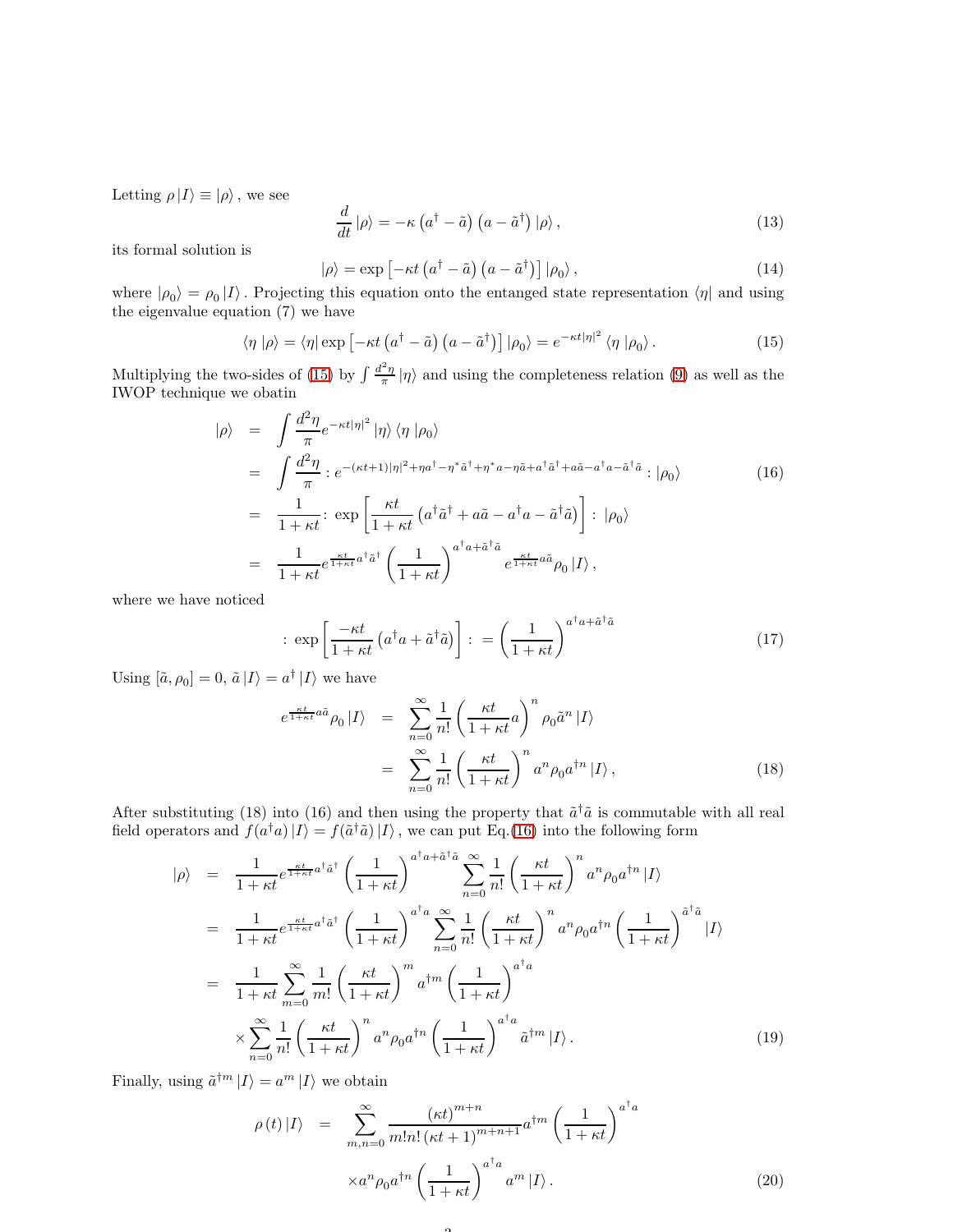Letting $\rho \left|I\right\rangle \equiv \left|\rho\right\rangle$, we see

$$\frac{d}{dt}\left|\rho\right\rangle = -\kappa\left(a^{\dagger}-\tilde{a}\right)\left(a-\tilde{a}^{\dagger}\right)\left|\rho\right\rangle, \tag{13}$$

its formal solution is

$$\left|\rho\right\rangle = \exp\left[-\kappa t\left(a^{\dagger}-\tilde{a}\right)\left(a-\tilde{a}^{\dagger}\right)\right]\left|\rho_{0}\right\rangle, \tag{14}$$

where $\left|\rho_{0}\right\rangle = \rho_{0}\left|I\right\rangle$. Projecting this equation onto the entanged state representation $\left\langle\eta\right|$ and using the eigenvalue equation (7) we have

$$\left\langle\eta\right.\left|\rho\right\rangle = \left\langle\eta\right|\exp\left[-\kappa t\left(a^{\dagger}-\tilde{a}\right)\left(a-\tilde{a}^{\dagger}\right)\right]\left|\rho_{0}\right\rangle = e^{-\kappa t|\eta|^{2}}\left\langle\eta\right.\left|\rho_{0}\right\rangle. \tag{15}$$

Multiplying the two-sides of (15) by $\int\frac{d^{2}\eta}{\pi}\left|\eta\right\rangle$ and using the completeness relation (9) as well as the IWOP technique we obatin

$$\begin{aligned}
\left|\rho\right\rangle &= \int\frac{d^{2}\eta}{\pi}e^{-\kappa t|\eta|^{2}}\left|\eta\right\rangle\left\langle\eta\right.\left|\rho_{0}\right\rangle \\
&= \int\frac{d^{2}\eta}{\pi}:e^{-(\kappa t+1)|\eta|^{2}+\eta a^{\dagger}-\eta^{*}\tilde{a}^{\dagger}+\eta^{*}a-\eta\tilde{a}+a^{\dagger}\tilde{a}^{\dagger}+a\tilde{a}-a^{\dagger}a-\tilde{a}^{\dagger}\tilde{a}}:\left|\rho_{0}\right\rangle \\
&= \frac{1}{1+\kappa t}:\exp\left[\frac{\kappa t}{1+\kappa t}\left(a^{\dagger}\tilde{a}^{\dagger}+a\tilde{a}-a^{\dagger}a-\tilde{a}^{\dagger}\tilde{a}\right)\right]:\left|\rho_{0}\right\rangle \\
&= \frac{1}{1+\kappa t}e^{\frac{\kappa t}{1+\kappa t}a^{\dagger}\tilde{a}^{\dagger}}\left(\frac{1}{1+\kappa t}\right)^{a^{\dagger}a+\tilde{a}^{\dagger}\tilde{a}}e^{\frac{\kappa t}{1+\kappa t}a\tilde{a}}\rho_{0}\left|I\right\rangle,
\end{aligned} \tag{16}$$

where we have noticed

$$:\exp\left[\frac{-\kappa t}{1+\kappa t}\left(a^{\dagger}a+\tilde{a}^{\dagger}\tilde{a}\right)\right]: = \left(\frac{1}{1+\kappa t}\right)^{a^{\dagger}a+\tilde{a}^{\dagger}\tilde{a}} \tag{17}$$

Using $[\tilde{a},\rho_{0}]=0$, $\tilde{a}\left|I\right\rangle = a^{\dagger}\left|I\right\rangle$ we have

$$\begin{aligned}
e^{\frac{\kappa t}{1+\kappa t}a\tilde{a}}\rho_{0}\left|I\right\rangle &= \sum_{n=0}^{\infty}\frac{1}{n!}\left(\frac{\kappa t}{1+\kappa t}a\right)^{n}\rho_{0}\tilde{a}^{n}\left|I\right\rangle \\
&= \sum_{n=0}^{\infty}\frac{1}{n!}\left(\frac{\kappa t}{1+\kappa t}\right)^{n}a^{n}\rho_{0}a^{\dagger n}\left|I\right\rangle,
\end{aligned} \tag{18}$$

After substituting (18) into (16) and then using the property that $\tilde{a}^{\dagger}\tilde{a}$ is commutable with all real field operators and $f(a^{\dagger}a)\left|I\right\rangle = f(\tilde{a}^{\dagger}\tilde{a})\left|I\right\rangle$, we can put Eq.(16) into the following form

$$\begin{aligned}
\left|\rho\right\rangle &= \frac{1}{1+\kappa t}e^{\frac{\kappa t}{1+\kappa t}a^{\dagger}\tilde{a}^{\dagger}}\left(\frac{1}{1+\kappa t}\right)^{a^{\dagger}a+\tilde{a}^{\dagger}\tilde{a}}\sum_{n=0}^{\infty}\frac{1}{n!}\left(\frac{\kappa t}{1+\kappa t}\right)^{n}a^{n}\rho_{0}a^{\dagger n}\left|I\right\rangle \\
&= \frac{1}{1+\kappa t}e^{\frac{\kappa t}{1+\kappa t}a^{\dagger}\tilde{a}^{\dagger}}\left(\frac{1}{1+\kappa t}\right)^{a^{\dagger}a}\sum_{n=0}^{\infty}\frac{1}{n!}\left(\frac{\kappa t}{1+\kappa t}\right)^{n}a^{n}\rho_{0}a^{\dagger n}\left(\frac{1}{1+\kappa t}\right)^{\tilde{a}^{\dagger}\tilde{a}}\left|I\right\rangle \\
&= \frac{1}{1+\kappa t}\sum_{m=0}^{\infty}\frac{1}{m!}\left(\frac{\kappa t}{1+\kappa t}\right)^{m}a^{\dagger m}\left(\frac{1}{1+\kappa t}\right)^{a^{\dagger}a} \\
&\quad\times\sum_{n=0}^{\infty}\frac{1}{n!}\left(\frac{\kappa t}{1+\kappa t}\right)^{n}a^{n}\rho_{0}a^{\dagger n}\left(\frac{1}{1+\kappa t}\right)^{a^{\dagger}a}\tilde{a}^{\dagger m}\left|I\right\rangle.
\end{aligned} \tag{19}$$

Finally, using $\tilde{a}^{\dagger m}\left|I\right\rangle = a^{m}\left|I\right\rangle$ we obtain

$$\begin{aligned}
\rho\left(t\right)\left|I\right\rangle &= \sum_{m,n=0}^{\infty}\frac{\left(\kappa t\right)^{m+n}}{m!n!\left(\kappa t+1\right)^{m+n+1}}a^{\dagger m}\left(\frac{1}{1+\kappa t}\right)^{a^{\dagger}a} \\
&\quad\times a^{n}\rho_{0}a^{\dagger n}\left(\frac{1}{1+\kappa t}\right)^{a^{\dagger}a}a^{m}\left|I\right\rangle.
\end{aligned} \tag{20}$$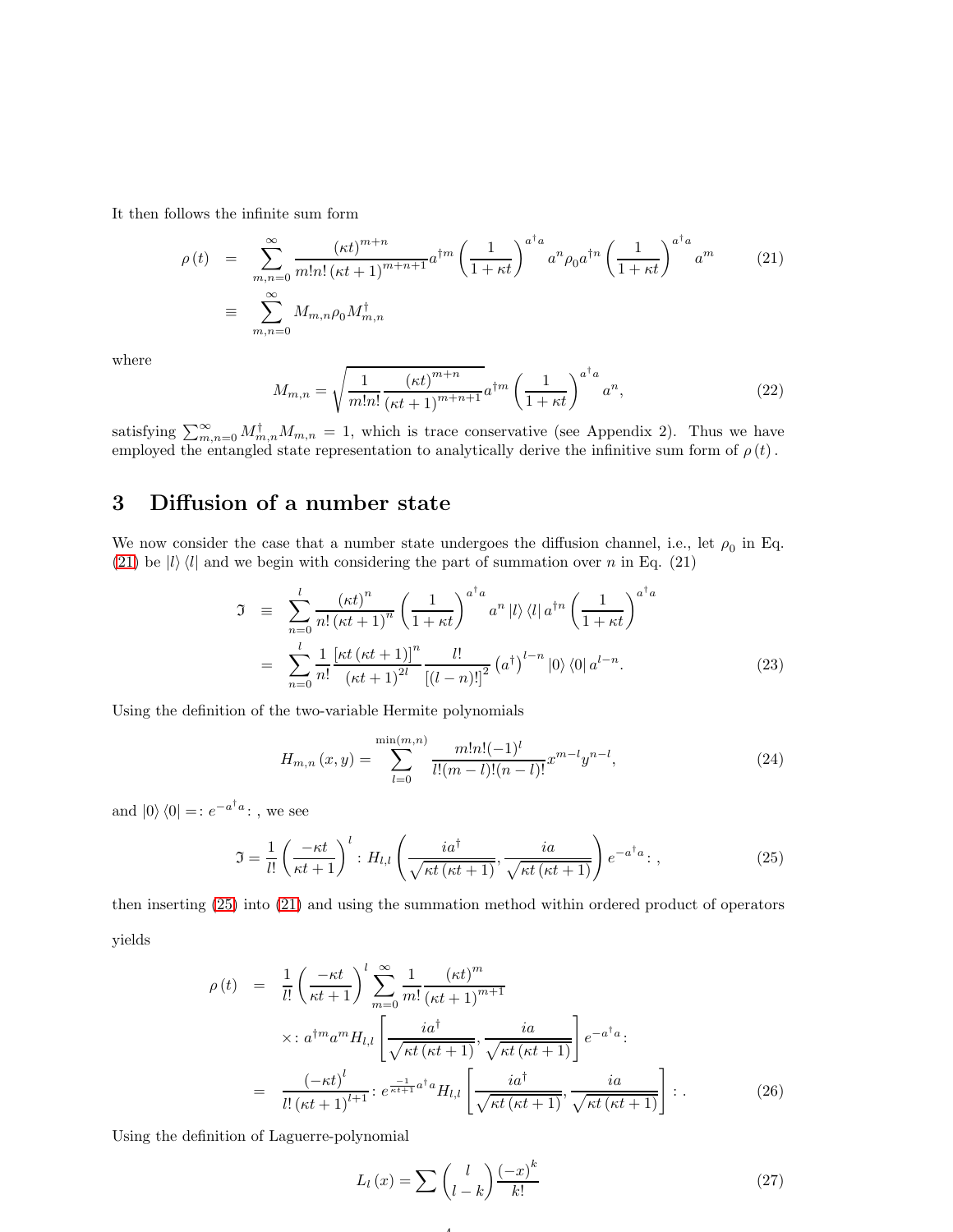It then follows the infinite sum form

$$
\begin{aligned}
\rho(t) &= \sum_{m,n=0}^{\infty} \frac{(\kappa t)^{m+n}}{m!n!(\kappa t+1)^{m+n+1}} a^{\dagger m} \left(\frac{1}{1+\kappa t}\right)^{a^{\dagger}a} a^{n} \rho_0 a^{\dagger n} \left(\frac{1}{1+\kappa t}\right)^{a^{\dagger}a} a^{m} \qquad (21) \\
&\equiv \sum_{m,n=0}^{\infty} M_{m,n} \rho_0 M_{m,n}^{\dagger}
\end{aligned}
$$

where

$$
M_{m,n} = \sqrt{\frac{1}{m!n!} \frac{(\kappa t)^{m+n}}{(\kappa t+1)^{m+n+1}}} a^{\dagger m} \left(\frac{1}{1+\kappa t}\right)^{a^{\dagger}a} a^{n}, \qquad (22)
$$

satisfying $\sum_{m,n=0}^{\infty} M_{m,n}^{\dagger} M_{m,n} = 1$, which is trace conservative (see Appendix 2). Thus we have employed the entangled state representation to analytically derive the infinitive sum form of $\rho(t)$.

## 3 Diffusion of a number state

We now consider the case that a number state undergoes the diffusion channel, i.e., let $\rho_0$ in Eq. (21) be $|l\rangle\langle l|$ and we begin with considering the part of summation over $n$ in Eq. (21)

$$
\begin{aligned}
\mathfrak{I} &\equiv \sum_{n=0}^{l} \frac{(\kappa t)^{n}}{n!(\kappa t+1)^{n}} \left(\frac{1}{1+\kappa t}\right)^{a^{\dagger}a} a^{n} |l\rangle\langle l| a^{\dagger n} \left(\frac{1}{1+\kappa t}\right)^{a^{\dagger}a} \\
&= \sum_{n=0}^{l} \frac{1}{n!} \frac{[\kappa t(\kappa t+1)]^{n}}{(\kappa t+1)^{2l}} \frac{l!}{[(l-n)!]^{2}} \left(a^{\dagger}\right)^{l-n} |0\rangle\langle 0| a^{l-n}. \qquad (23)
\end{aligned}
$$

Using the definition of the two-variable Hermite polynomials

$$
H_{m,n}(x,y) = \sum_{l=0}^{\min(m,n)} \frac{m!n!(-1)^{l}}{l!(m-l)!(n-l)!} x^{m-l} y^{n-l}, \qquad (24)
$$

and $|0\rangle\langle 0| =: e^{-a^{\dagger}a}:$ , we see

$$
\mathfrak{I} = \frac{1}{l!} \left(\frac{-\kappa t}{\kappa t+1}\right)^{l} : H_{l,l}\left(\frac{ia^{\dagger}}{\sqrt{\kappa t(\kappa t+1)}}, \frac{ia}{\sqrt{\kappa t(\kappa t+1)}}\right) e^{-a^{\dagger}a} : , \qquad (25)
$$

then inserting (25) into (21) and using the summation method within ordered product of operators yields

$$
\begin{aligned}
\rho(t) &= \frac{1}{l!} \left(\frac{-\kappa t}{\kappa t+1}\right)^{l} \sum_{m=0}^{\infty} \frac{1}{m!} \frac{(\kappa t)^{m}}{(\kappa t+1)^{m+1}} \\
&\quad \times : a^{\dagger m} a^{m} H_{l,l}\left[\frac{ia^{\dagger}}{\sqrt{\kappa t(\kappa t+1)}}, \frac{ia}{\sqrt{\kappa t(\kappa t+1)}}\right] e^{-a^{\dagger}a} : \\
&= \frac{(-\kappa t)^{l}}{l!(\kappa t+1)^{l+1}} : e^{\frac{-1}{\kappa t+1} a^{\dagger}a} H_{l,l}\left[\frac{ia^{\dagger}}{\sqrt{\kappa t(\kappa t+1)}}, \frac{ia}{\sqrt{\kappa t(\kappa t+1)}}\right] : . \qquad (26)
\end{aligned}
$$

Using the definition of Laguerre-polynomial

$$
L_{l}(x) = \sum \binom{l}{l-k} \frac{(-x)^{k}}{k!} \qquad (27)
$$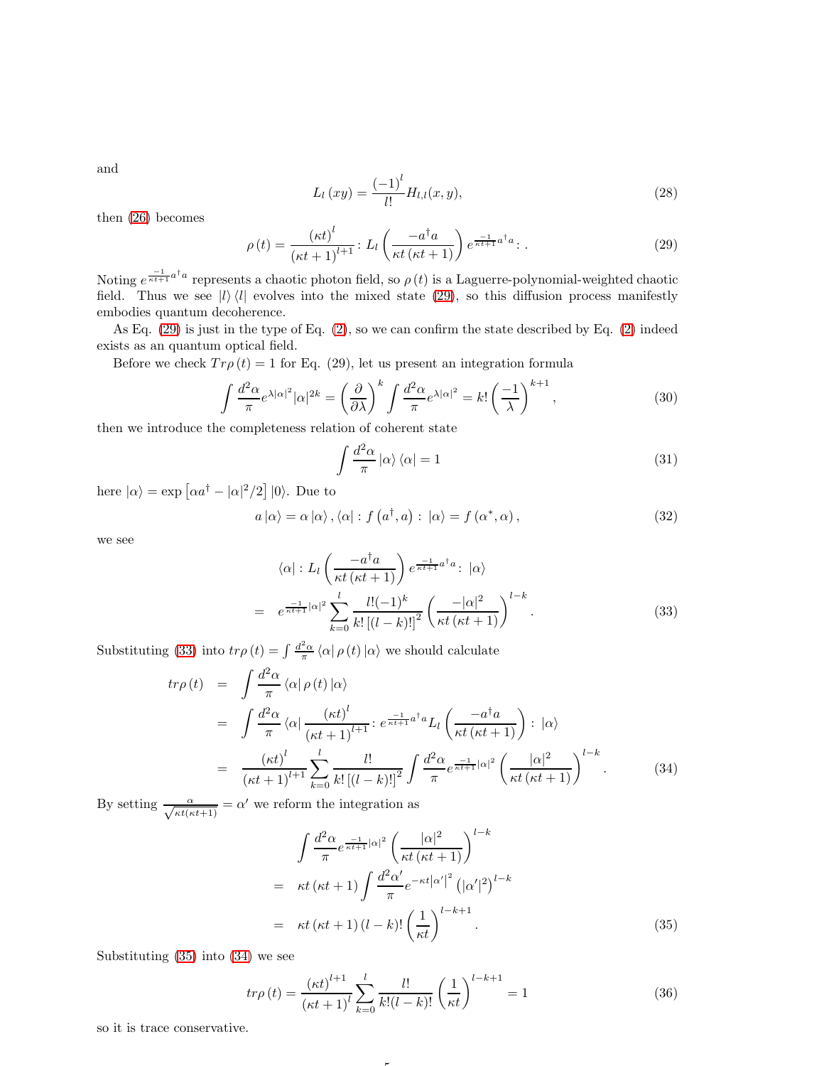and

$$L_l(xy) = \frac{(-1)^l}{l!} H_{l,l}(x, y), \tag{28}$$

then (26) becomes

$$\rho(t) = \frac{(\kappa t)^l}{(\kappa t + 1)^{l+1}} : L_l\left(\frac{-a^\dagger a}{\kappa t(\kappa t + 1)}\right) e^{\frac{-1}{\kappa t+1} a^\dagger a} : . \tag{29}$$

Noting $e^{\frac{-1}{\kappa t+1} a^\dagger a}$ represents a chaotic photon field, so $\rho(t)$ is a Laguerre-polynomial-weighted chaotic field. Thus we see $|l\rangle\langle l|$ evolves into the mixed state (29), so this diffusion process manifestly embodies quantum decoherence.

As Eq. (29) is just in the type of Eq. (2), so we can confirm the state described by Eq. (2) indeed exists as an quantum optical field.

Before we check $Tr\rho(t) = 1$ for Eq. (29), let us present an integration formula

$$\int \frac{d^2\alpha}{\pi} e^{\lambda|\alpha|^2} |\alpha|^{2k} = \left(\frac{\partial}{\partial \lambda}\right)^k \int \frac{d^2\alpha}{\pi} e^{\lambda|\alpha|^2} = k! \left(\frac{-1}{\lambda}\right)^{k+1}, \tag{30}$$

then we introduce the completeness relation of coherent state

$$\int \frac{d^2\alpha}{\pi} |\alpha\rangle\langle\alpha| = 1 \tag{31}$$

here $|\alpha\rangle = \exp\left[\alpha a^\dagger - |\alpha|^2/2\right]|0\rangle$. Due to

$$a|\alpha\rangle = \alpha|\alpha\rangle, \langle\alpha| : f\left(a^\dagger, a\right) : |\alpha\rangle = f(\alpha^*, \alpha), \tag{32}$$

we see

$$\begin{aligned}
&\langle\alpha| : L_l\left(\frac{-a^\dagger a}{\kappa t(\kappa t + 1)}\right) e^{\frac{-1}{\kappa t+1} a^\dagger a} : |\alpha\rangle \\
&= e^{\frac{-1}{\kappa t+1}|\alpha|^2} \sum_{k=0}^{l} \frac{l!(-1)^k}{k!\left[(l-k)!\right]^2} \left(\frac{-|\alpha|^2}{\kappa t(\kappa t + 1)}\right)^{l-k}.
\end{aligned} \tag{33}$$

Substituting (33) into $tr\rho(t) = \int \frac{d^2\alpha}{\pi} \langle\alpha|\rho(t)|\alpha\rangle$ we should calculate

$$\begin{aligned}
tr\rho(t) &= \int \frac{d^2\alpha}{\pi} \langle\alpha|\rho(t)|\alpha\rangle \\
&= \int \frac{d^2\alpha}{\pi} \langle\alpha| \frac{(\kappa t)^l}{(\kappa t + 1)^{l+1}} : e^{\frac{-1}{\kappa t+1} a^\dagger a} L_l\left(\frac{-a^\dagger a}{\kappa t(\kappa t + 1)}\right) : |\alpha\rangle \\
&= \frac{(\kappa t)^l}{(\kappa t + 1)^{l+1}} \sum_{k=0}^{l} \frac{l!}{k!\left[(l-k)!\right]^2} \int \frac{d^2\alpha}{\pi} e^{\frac{-1}{\kappa t+1}|\alpha|^2} \left(\frac{|\alpha|^2}{\kappa t(\kappa t + 1)}\right)^{l-k}.
\end{aligned} \tag{34}$$

By setting $\frac{\alpha}{\sqrt{\kappa t(\kappa t+1)}} = \alpha'$ we reform the integration as

$$\begin{aligned}
&\int \frac{d^2\alpha}{\pi} e^{\frac{-1}{\kappa t+1}|\alpha|^2} \left(\frac{|\alpha|^2}{\kappa t(\kappa t + 1)}\right)^{l-k} \\
&= \kappa t(\kappa t + 1) \int \frac{d^2\alpha'}{\pi} e^{-\kappa t|\alpha'|^2} \left(|\alpha'|^2\right)^{l-k} \\
&= \kappa t(\kappa t + 1)(l-k)! \left(\frac{1}{\kappa t}\right)^{l-k+1}.
\end{aligned} \tag{35}$$

Substituting (35) into (34) we see

$$tr\rho(t) = \frac{(\kappa t)^{l+1}}{(\kappa t + 1)^l} \sum_{k=0}^{l} \frac{l!}{k!(l-k)!} \left(\frac{1}{\kappa t}\right)^{l-k+1} = 1 \tag{36}$$

so it is trace conservative.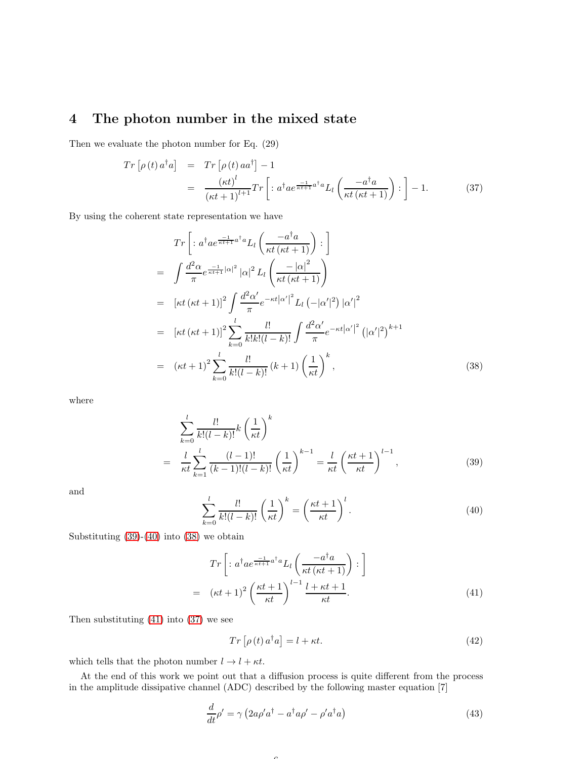## 4 The photon number in the mixed state

Then we evaluate the photon number for Eq. (29)

$$
\begin{aligned}
Tr\left[\rho\left(t\right)a^{\dagger}a\right] &= Tr\left[\rho\left(t\right)aa^{\dagger}\right]-1 \\
&= \frac{\left(\kappa t\right)^{l}}{\left(\kappa t+1\right)^{l+1}}Tr\left[:a^{\dagger}ae^{\frac{-1}{\kappa t+1}a^{\dagger}a}L_{l}\left(\frac{-a^{\dagger}a}{\kappa t\left(\kappa t+1\right)}\right):\right]-1.
\end{aligned} \tag{37}
$$

By using the coherent state representation we have

$$
\begin{aligned}
& Tr\left[:a^{\dagger}ae^{\frac{-1}{\kappa t+1}a^{\dagger}a}L_{l}\left(\frac{-a^{\dagger}a}{\kappa t\left(\kappa t+1\right)}\right):\right] \\
&= \int\frac{d^{2}\alpha}{\pi}e^{\frac{-1}{\kappa t+1}\left|\alpha\right|^{2}}\left|\alpha\right|^{2}L_{l}\left(\frac{-\left|\alpha\right|^{2}}{\kappa t\left(\kappa t+1\right)}\right) \\
&= \left[\kappa t\left(\kappa t+1\right)\right]^{2}\int\frac{d^{2}\alpha'}{\pi}e^{-\kappa t\left|\alpha'\right|^{2}}L_{l}\left(-|\alpha'|^{2}\right)\left|\alpha'\right|^{2} \\
&= \left[\kappa t\left(\kappa t+1\right)\right]^{2}\sum_{k=0}^{l}\frac{l!}{k!k!(l-k)!}\int\frac{d^{2}\alpha'}{\pi}e^{-\kappa t\left|\alpha'\right|^{2}}\left(|\alpha'|^{2}\right)^{k+1} \\
&= \left(\kappa t+1\right)^{2}\sum_{k=0}^{l}\frac{l!}{k!(l-k)!}\left(k+1\right)\left(\frac{1}{\kappa t}\right)^{k},
\end{aligned} \tag{38}
$$

where

$$
\begin{aligned}
& \sum_{k=0}^{l}\frac{l!}{k!(l-k)!}k\left(\frac{1}{\kappa t}\right)^{k} \\
&= \frac{l}{\kappa t}\sum_{k=1}^{l}\frac{(l-1)!}{(k-1)!(l-k)!}\left(\frac{1}{\kappa t}\right)^{k-1}=\frac{l}{\kappa t}\left(\frac{\kappa t+1}{\kappa t}\right)^{l-1},
\end{aligned} \tag{39}
$$

and

$$
\sum_{k=0}^{l}\frac{l!}{k!(l-k)!}\left(\frac{1}{\kappa t}\right)^{k}=\left(\frac{\kappa t+1}{\kappa t}\right)^{l}. \tag{40}
$$

Substituting (39)-(40) into (38) we obtain

$$
\begin{aligned}
& Tr\left[:a^{\dagger}ae^{\frac{-1}{\kappa t+1}a^{\dagger}a}L_{l}\left(\frac{-a^{\dagger}a}{\kappa t\left(\kappa t+1\right)}\right):\right] \\
&= \left(\kappa t+1\right)^{2}\left(\frac{\kappa t+1}{\kappa t}\right)^{l-1}\frac{l+\kappa t+1}{\kappa t}.
\end{aligned} \tag{41}
$$

Then substituting (41) into (37) we see

$$
Tr\left[\rho\left(t\right)a^{\dagger}a\right]=l+\kappa t. \tag{42}
$$

which tells that the photon number $l\rightarrow l+\kappa t$.

At the end of this work we point out that a diffusion process is quite different from the process in the amplitude dissipative channel (ADC) described by the following master equation [7]

$$
\frac{d}{dt}\rho'=\gamma\left(2a\rho'a^{\dagger}-a^{\dagger}a\rho'-\rho'a^{\dagger}a\right) \tag{43}
$$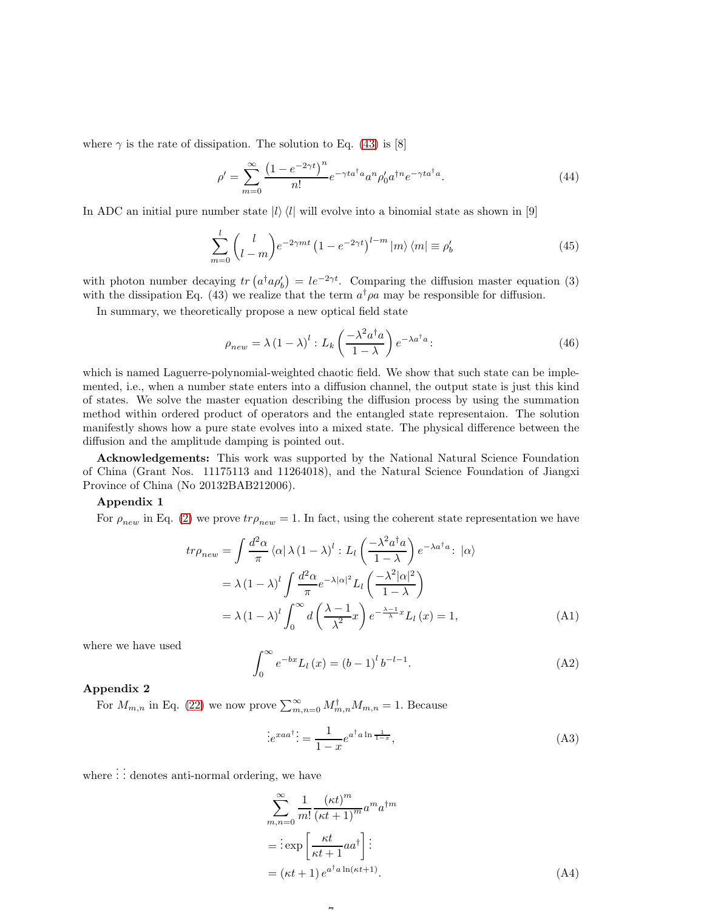where $\gamma$ is the rate of dissipation. The solution to Eq. (43) is [8]

$$\rho' = \sum_{m=0}^{\infty} \frac{\left(1-e^{-2\gamma t}\right)^n}{n!} e^{-\gamma t a^\dagger a} a^n \rho_0' a^{\dagger n} e^{-\gamma t a^\dagger a}. \tag{44}$$

In ADC an initial pure number state $|l\rangle\langle l|$ will evolve into a binomial state as shown in [9]

$$\sum_{m=0}^{l} \binom{l}{l-m} e^{-2\gamma m t}\left(1-e^{-2\gamma t}\right)^{l-m} |m\rangle\langle m| \equiv \rho_b' \tag{45}$$

with photon number decaying $tr\left(a^\dagger a \rho_b'\right) = l e^{-2\gamma t}$. Comparing the diffusion master equation (3) with the dissipation Eq. (43) we realize that the term $a^\dagger \rho a$ may be responsible for diffusion.

In summary, we theoretically propose a new optical field state

$$\rho_{new} = \lambda\left(1-\lambda\right)^l : L_k\left(\frac{-\lambda^2 a^\dagger a}{1-\lambda}\right) e^{-\lambda a^\dagger a} : \tag{46}$$

which is named Laguerre-polynomial-weighted chaotic field. We show that such state can be implemented, i.e., when a number state enters into a diffusion channel, the output state is just this kind of states. We solve the master equation describing the diffusion process by using the summation method within ordered product of operators and the entangled state representaion. The solution manifestly shows how a pure state evolves into a mixed state. The physical difference between the diffusion and the amplitude damping is pointed out.

**Acknowledgements:** This work was supported by the National Natural Science Foundation of China (Grant Nos. 11175113 and 11264018), and the Natural Science Foundation of Jiangxi Province of China (No 20132BAB212006).

**Appendix 1**

For $\rho_{new}$ in Eq. (2) we prove $tr\rho_{new} = 1$. In fact, using the coherent state representation we have

$$\begin{aligned}
tr\rho_{new} &= \int \frac{d^2\alpha}{\pi} \langle\alpha| \lambda\left(1-\lambda\right)^l : L_l\left(\frac{-\lambda^2 a^\dagger a}{1-\lambda}\right) e^{-\lambda a^\dagger a} : |\alpha\rangle \\
&= \lambda\left(1-\lambda\right)^l \int \frac{d^2\alpha}{\pi} e^{-\lambda|\alpha|^2} L_l\left(\frac{-\lambda^2|\alpha|^2}{1-\lambda}\right) \\
&= \lambda\left(1-\lambda\right)^l \int_0^\infty d\left(\frac{\lambda-1}{\lambda^2}x\right) e^{-\frac{\lambda-1}{\lambda}x} L_l\left(x\right) = 1,
\end{aligned} \tag{A1}$$

where we have used

$$\int_0^\infty e^{-bx} L_l\left(x\right) = \left(b-1\right)^l b^{-l-1}. \tag{A2}$$

**Appendix 2**

For $M_{m,n}$ in Eq. (22) we now prove $\sum_{m,n=0}^{\infty} M_{m,n}^\dagger M_{m,n} = 1$. Because

$$\vdots e^{xaa^\dagger} \vdots = \frac{1}{1-x} e^{a^\dagger a \ln\frac{1}{1-x}}, \tag{A3}$$

where $\vdots\,\vdots$ denotes anti-normal ordering, we have

$$\begin{aligned}
&\sum_{m,n=0}^{\infty} \frac{1}{m!} \frac{\left(\kappa t\right)^m}{\left(\kappa t+1\right)^m} a^m a^{\dagger m} \\
&= \vdots \exp\left[\frac{\kappa t}{\kappa t+1} aa^\dagger\right] \vdots \\
&= \left(\kappa t+1\right) e^{a^\dagger a \ln\left(\kappa t+1\right)}.
\end{aligned} \tag{A4}$$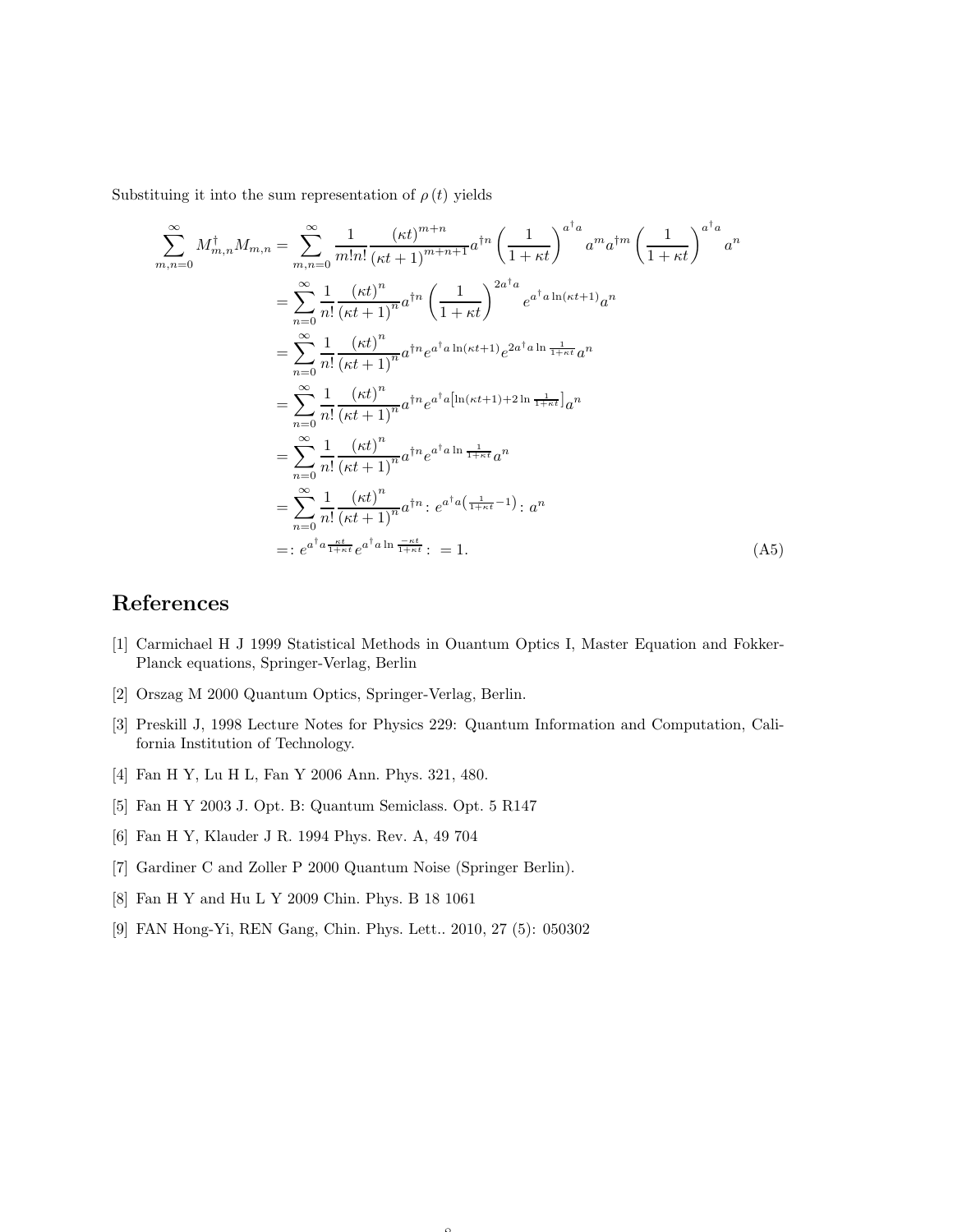Substituing it into the sum representation of $\rho(t)$ yields

$$
\begin{aligned}
\sum_{m,n=0}^{\infty} M_{m,n}^{\dagger} M_{m,n} &= \sum_{m,n=0}^{\infty} \frac{1}{m!n!} \frac{(\kappa t)^{m+n}}{(\kappa t+1)^{m+n+1}} a^{\dagger n} \left(\frac{1}{1+\kappa t}\right)^{a^{\dagger} a} a^{m} a^{\dagger m} \left(\frac{1}{1+\kappa t}\right)^{a^{\dagger} a} a^{n} \\
&= \sum_{n=0}^{\infty} \frac{1}{n!} \frac{(\kappa t)^{n}}{(\kappa t+1)^{n}} a^{\dagger n} \left(\frac{1}{1+\kappa t}\right)^{2a^{\dagger} a} e^{a^{\dagger} a \ln(\kappa t+1)} a^{n} \\
&= \sum_{n=0}^{\infty} \frac{1}{n!} \frac{(\kappa t)^{n}}{(\kappa t+1)^{n}} a^{\dagger n} e^{a^{\dagger} a \ln(\kappa t+1)} e^{2a^{\dagger} a \ln \frac{1}{1+\kappa t}} a^{n} \\
&= \sum_{n=0}^{\infty} \frac{1}{n!} \frac{(\kappa t)^{n}}{(\kappa t+1)^{n}} a^{\dagger n} e^{a^{\dagger} a \left[\ln(\kappa t+1) + 2\ln \frac{1}{1+\kappa t}\right]} a^{n} \\
&= \sum_{n=0}^{\infty} \frac{1}{n!} \frac{(\kappa t)^{n}}{(\kappa t+1)^{n}} a^{\dagger n} e^{a^{\dagger} a \ln \frac{1}{1+\kappa t}} a^{n} \\
&= \sum_{n=0}^{\infty} \frac{1}{n!} \frac{(\kappa t)^{n}}{(\kappa t+1)^{n}} a^{\dagger n} : e^{a^{\dagger} a \left(\frac{1}{1+\kappa t} - 1\right)} : a^{n} \\
&= : e^{a^{\dagger} a \frac{\kappa t}{1+\kappa t}} e^{a^{\dagger} a \ln \frac{-\kappa t}{1+\kappa t}} : \; = 1. 
\end{aligned} \tag{A5}
$$

## References

[1] Carmichael H J 1999 Statistical Methods in Ouantum Optics I, Master Equation and Fokker-Planck equations, Springer-Verlag, Berlin

[2] Orszag M 2000 Quantum Optics, Springer-Verlag, Berlin.

[3] Preskill J, 1998 Lecture Notes for Physics 229: Quantum Information and Computation, California Institution of Technology.

[4] Fan H Y, Lu H L, Fan Y 2006 Ann. Phys. 321, 480.

[5] Fan H Y 2003 J. Opt. B: Quantum Semiclass. Opt. 5 R147

[6] Fan H Y, Klauder J R. 1994 Phys. Rev. A, 49 704

[7] Gardiner C and Zoller P 2000 Quantum Noise (Springer Berlin).

[8] Fan H Y and Hu L Y 2009 Chin. Phys. B 18 1061

[9] FAN Hong-Yi, REN Gang, Chin. Phys. Lett.. 2010, 27 (5): 050302